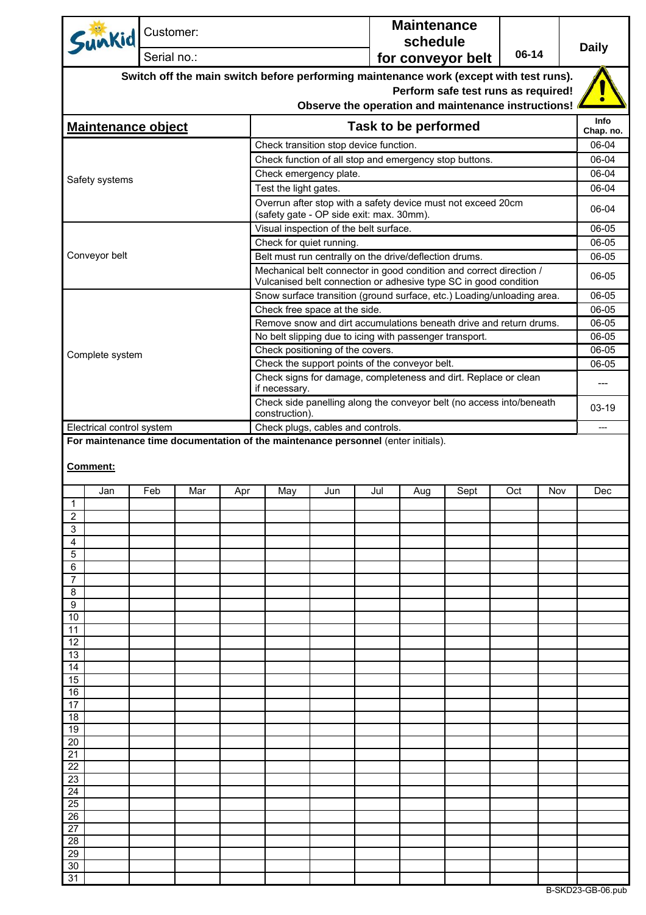| Sunkid | Customer: | Maintenance schedule for conveyor belt | 06-14 | Daily |
|---|---|---|---|---|
| | Serial no.: | | | |

**Switch off the main switch before performing maintenance work (except with test runs).**
**Perform safe test runs as required!**
**Observe the operation and maintenance instructions!**

| Maintenance object | Task to be performed | Info Chap. no. |
|---|---|---|
| Safety systems | Check transition stop device function. | 06-04 |
| | Check function of all stop and emergency stop buttons. | 06-04 |
| | Check emergency plate. | 06-04 |
| | Test the light gates. | 06-04 |
| | Overrun after stop with a safety device must not exceed 20cm (safety gate - OP side exit: max. 30mm). | 06-04 |
| Conveyor belt | Visual inspection of the belt surface. | 06-05 |
| | Check for quiet running. | 06-05 |
| | Belt must run centrally on the drive/deflection drums. | 06-05 |
| | Mechanical belt connector in good condition and correct direction / Vulcanised belt connection or adhesive type SC in good condition | 06-05 |
| Complete system | Snow surface transition (ground surface, etc.) Loading/unloading area. | 06-05 |
| | Check free space at the side. | 06-05 |
| | Remove snow and dirt accumulations beneath drive and return drums. | 06-05 |
| | No belt slipping due to icing with passenger transport. | 06-05 |
| | Check positioning of the covers. | 06-05 |
| | Check the support points of the conveyor belt. | 06-05 |
| | Check signs for damage, completeness and dirt. Replace or clean if necessary. | --- |
| | Check side panelling along the conveyor belt (no access into/beneath construction). | 03-19 |
| Electrical control system | Check plugs, cables and controls. | --- |

**For maintenance time documentation of the maintenance personnel** (enter initials).

**Comment:**

| | Jan | Feb | Mar | Apr | May | Jun | Jul | Aug | Sept | Oct | Nov | Dec |
|---|---|---|---|---|---|---|---|---|---|---|---|---|
| 1 | | | | | | | | | | | | |
| 2 | | | | | | | | | | | | |
| 3 | | | | | | | | | | | | |
| 4 | | | | | | | | | | | | |
| 5 | | | | | | | | | | | | |
| 6 | | | | | | | | | | | | |
| 7 | | | | | | | | | | | | |
| 8 | | | | | | | | | | | | |
| 9 | | | | | | | | | | | | |
| 10 | | | | | | | | | | | | |
| 11 | | | | | | | | | | | | |
| 12 | | | | | | | | | | | | |
| 13 | | | | | | | | | | | | |
| 14 | | | | | | | | | | | | |
| 15 | | | | | | | | | | | | |
| 16 | | | | | | | | | | | | |
| 17 | | | | | | | | | | | | |
| 18 | | | | | | | | | | | | |
| 19 | | | | | | | | | | | | |
| 20 | | | | | | | | | | | | |
| 21 | | | | | | | | | | | | |
| 22 | | | | | | | | | | | | |
| 23 | | | | | | | | | | | | |
| 24 | | | | | | | | | | | | |
| 25 | | | | | | | | | | | | |
| 26 | | | | | | | | | | | | |
| 27 | | | | | | | | | | | | |
| 28 | | | | | | | | | | | | |
| 29 | | | | | | | | | | | | |
| 30 | | | | | | | | | | | | |
| 31 | | | | | | | | | | | | |

B-SKD23-GB-06.pub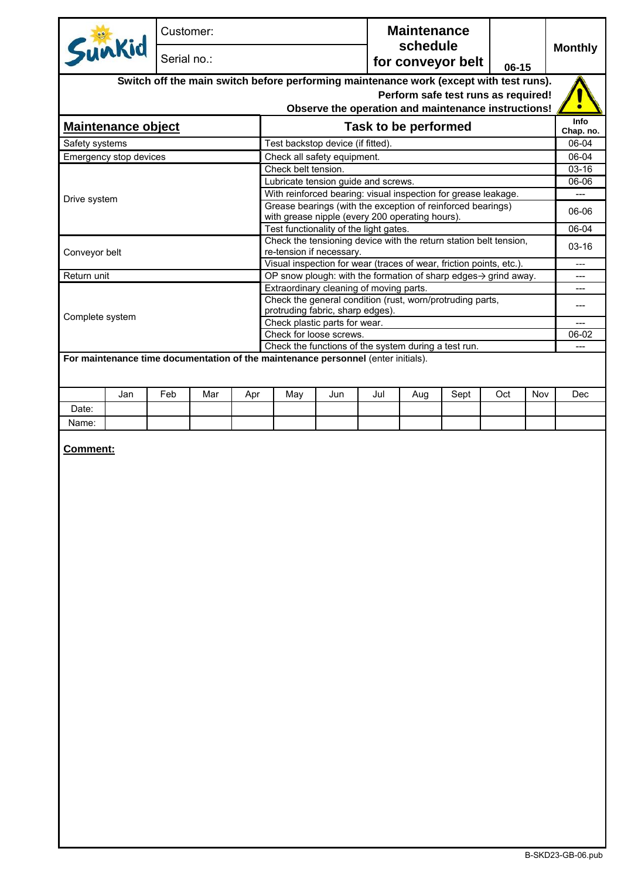| Sunkid | Customer: | Maintenance schedule for conveyor belt | 06-15 | Monthly |
|---|---|---|---|---|
| | Serial no.: | | | |

**Switch off the main switch before performing maintenance work (except with test runs).**
**Perform safe test runs as required!**
**Observe the operation and maintenance instructions!**

| Maintenance object | Task to be performed | Info Chap. no. |
|---|---|---|
| Safety systems | Test backstop device (if fitted). | 06-04 |
| Emergency stop devices | Check all safety equipment. | 06-04 |
| Drive system | Check belt tension. | 03-16 |
| | Lubricate tension guide and screws. | 06-06 |
| | With reinforced bearing: visual inspection for grease leakage. | --- |
| | Grease bearings (with the exception of reinforced bearings) with grease nipple (every 200 operating hours). | 06-06 |
| | Test functionality of the light gates. | 06-04 |
| Conveyor belt | Check the tensioning device with the return station belt tension, re-tension if necessary. | 03-16 |
| | Visual inspection for wear (traces of wear, friction points, etc.). | --- |
| Return unit | OP snow plough: with the formation of sharp edges→ grind away. | --- |
| Complete system | Extraordinary cleaning of moving parts. | --- |
| | Check the general condition (rust, worn/protruding parts, protruding fabric, sharp edges). | --- |
| | Check plastic parts for wear. | --- |
| | Check for loose screws. | 06-02 |
| | Check the functions of the system during a test run. | --- |

**For maintenance time documentation of the maintenance personnel** (enter initials).

| | Jan | Feb | Mar | Apr | May | Jun | Jul | Aug | Sept | Oct | Nov | Dec |
|---|---|---|---|---|---|---|---|---|---|---|---|---|
| Date: | | | | | | | | | | | | |
| Name: | | | | | | | | | | | | |

**Comment:**

B-SKD23-GB-06.pub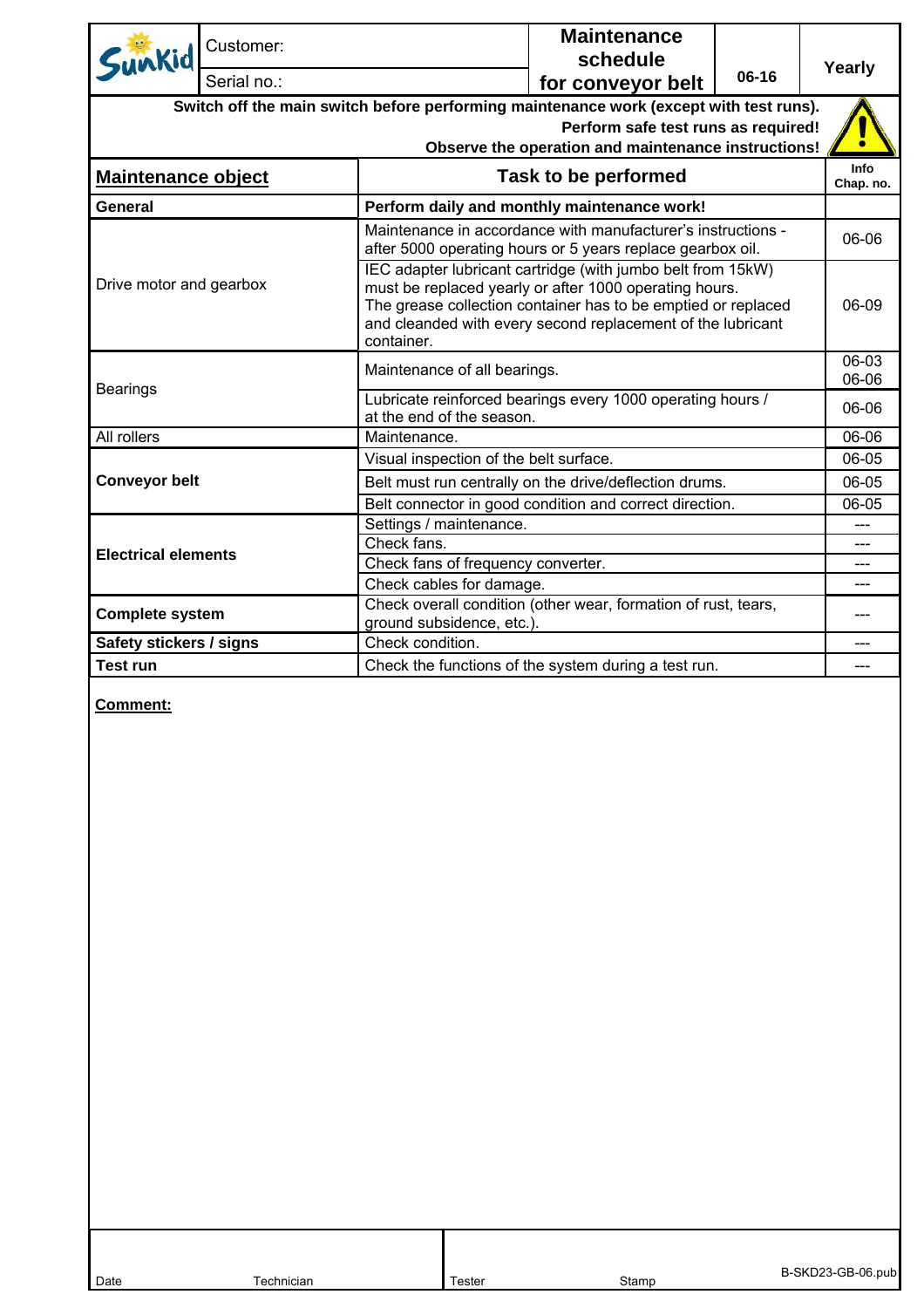| Sunkid | Customer: | Maintenance schedule for conveyor belt | 06-16 | Yearly |
|---|---|---|---|---|
| | Serial no.: | | | |

**Switch off the main switch before performing maintenance work (except with test runs).**
**Perform safe test runs as required!**
**Observe the operation and maintenance instructions!**

| Maintenance object | Task to be performed | Info Chap. no. |
|---|---|---|
| **General** | **Perform daily and monthly maintenance work!** | |
| Drive motor and gearbox | Maintenance in accordance with manufacturer's instructions - after 5000 operating hours or 5 years replace gearbox oil. | 06-06 |
| | IEC adapter lubricant cartridge (with jumbo belt from 15kW) must be replaced yearly or after 1000 operating hours. The grease collection container has to be emptied or replaced and cleanded with every second replacement of the lubricant container. | 06-09 |
| Bearings | Maintenance of all bearings. | 06-03 06-06 |
| | Lubricate reinforced bearings every 1000 operating hours / at the end of the season. | 06-06 |
| All rollers | Maintenance. | 06-06 |
| **Conveyor belt** | Visual inspection of the belt surface. | 06-05 |
| | Belt must run centrally on the drive/deflection drums. | 06-05 |
| | Belt connector in good condition and correct direction. | 06-05 |
| **Electrical elements** | Settings / maintenance. | --- |
| | Check fans. | --- |
| | Check fans of frequency converter. | --- |
| | Check cables for damage. | --- |
| **Complete system** | Check overall condition (other wear, formation of rust, tears, ground subsidence, etc.). | --- |
| **Safety stickers / signs** | Check condition. | --- |
| **Test run** | Check the functions of the system during a test run. | --- |

**Comment:**

| Date | Technician | Tester | Stamp |
|---|---|---|---|
| | | | |

B-SKD23-GB-06.pub